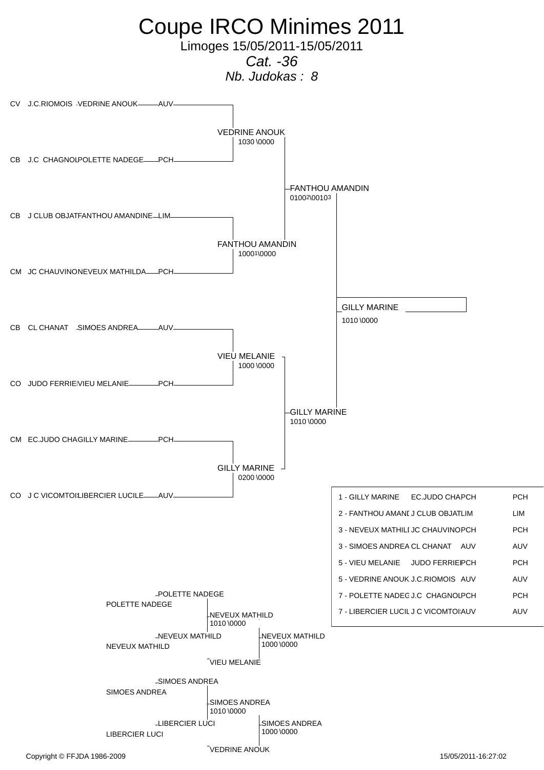# Coupe IRCO Minimes 2011

Limoges 15/05/2011-15/05/2011

*Cat. -36*

*Nb. Judokas : 8*

## Tableau principal

| Grade | Club | Nom | Ligue |
|---|---|---|---|
| CV | J.C.RIOMOIS | VEDRINE ANOUK | AUV |
| CB | J.C CHAGNOL | POLETTE NADEGE | PCH |
| CB | J CLUB OBJAT | FANTHOU AMANDINE | LIM |
| CM | JC CHAUVINO | NEVEUX MATHILDA | PCH |
| CB | CL CHANAT | SIMOES ANDREA | AUV |
| CO | JUDO FERRIE | VIEU MELANIE | PCH |
| CM | EC.JUDO CHA | GILLY MARINE | PCH |
| CO | J C VICOMTOI | LIBERCIER LUCILE | AUV |

Premier tour :

- VEDRINE ANOUK 1030 \0000
- FANTHOU AMANDIN 1000 1 \0000
- VIEU MELANIE 1000 \0000
- GILLY MARINE 0200 \0000

Demi-finales :

- FANTHOU AMANDIN 0100 2 \0010 3
- GILLY MARINE 1010 \0000

Finale :

- GILLY MARINE 1010 \0000

## Repêchages

- POLETTE NADEGE / NEVEUX MATHILD → NEVEUX MATHILD 1010 \0000
- NEVEUX MATHILD / VIEU MELANIE → NEVEUX MATHILD 1000 \0000
- SIMOES ANDREA / LIBERCIER LUCI → SIMOES ANDREA 1010 \0000
- SIMOES ANDREA / VEDRINE ANOUK → SIMOES ANDREA 1000 \0000

## Classement

| Place | Nom | Club | Ligue | |
|---|---|---|---|---|
| 1 | GILLY MARINE | EC.JUDO CHA | PCH | PCH |
| 2 | FANTHOU AMANI | J CLUB OBJAT | LIM | LIM |
| 3 | NEVEUX MATHILI | JC CHAUVINO | PCH | PCH |
| 3 | SIMOES ANDREA | CL CHANAT | AUV | AUV |
| 5 | VIEU MELANIE | JUDO FERRIE | PCH | PCH |
| 5 | VEDRINE ANOUK | J.C.RIOMOIS | AUV | AUV |
| 7 | POLETTE NADEG | J.C CHAGNOL | PCH | PCH |
| 7 | LIBERCIER LUCIL | J C VICOMTOI | AUV | AUV |

Copyright © FFJDA 1986-2009 15/05/2011-16:27:02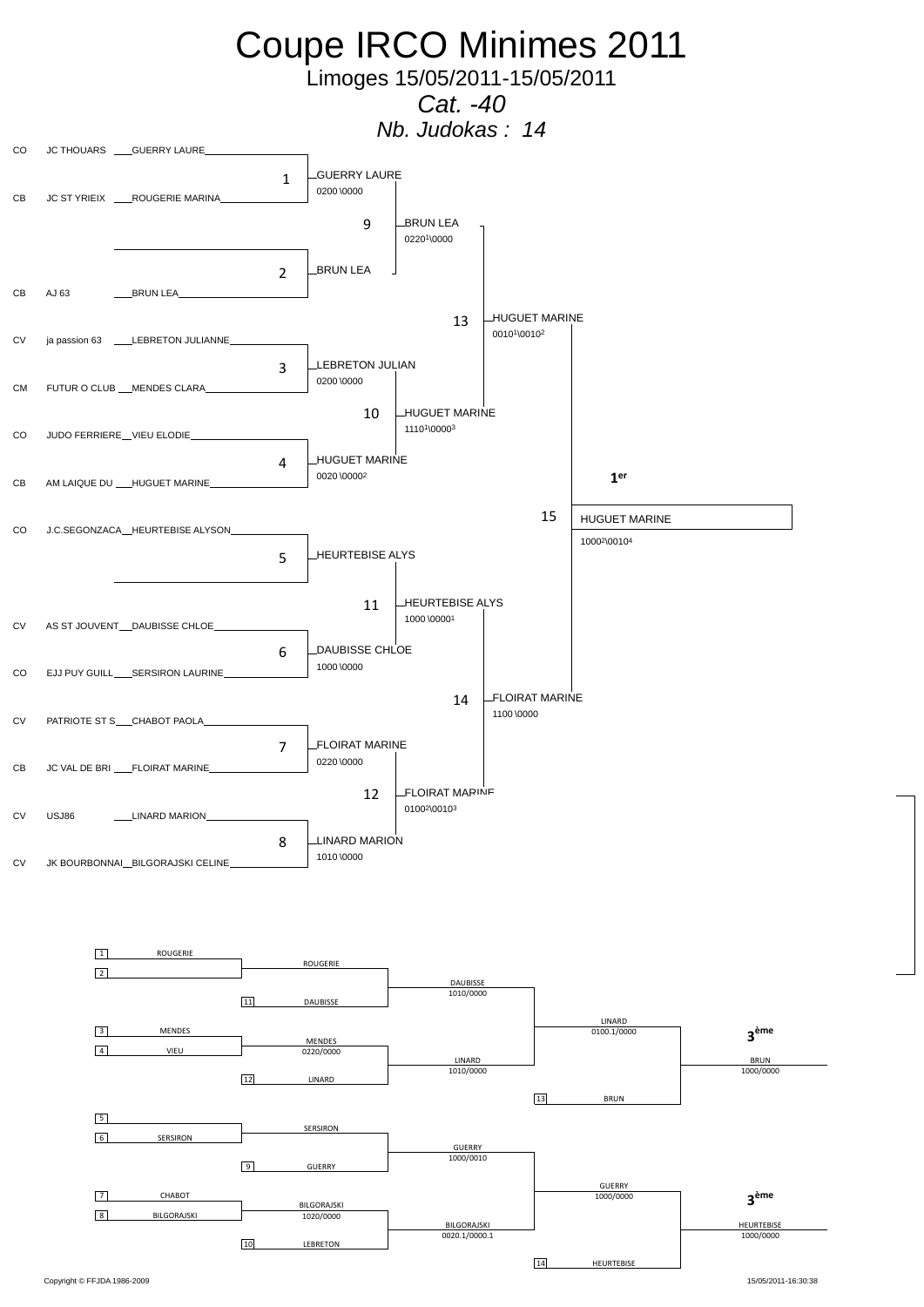# Coupe IRCO Minimes 2011

Limoges 15/05/2011-15/05/2011

*Cat. -40*

*Nb. Judokas : 14*

## Tableau principal

| Ligue | Club | Judoka |
|---|---|---|
| CO | JC THOUARS | GUERRY LAURE |
| CB | JC ST YRIEIX | ROUGERIE MARINA |
| | | |
| CB | AJ 63 | BRUN LEA |
| CV | ja passion 63 | LEBRETON JULIANNE |
| CM | FUTUR O CLUB | MENDES CLARA |
| CO | JUDO FERRIERE | VIEU ELODIE |
| CB | AM LAIQUE DU | HUGUET MARINE |
| CO | J.C.SEGONZACA | HEURTEBISE ALYSON |
| | | |
| CV | AS ST JOUVENT | DAUBISSE CHLOE |
| CO | EJJ PUY GUILL | SERSIRON LAURINE |
| CV | PATRIOTE ST S | CHABOT PAOLA |
| CB | JC VAL DE BRI | FLOIRAT MARINE |
| CV | USJ86 | LINARD MARION |
| CV | JK BOURBONNAI | BILGORAJSKI CELINE |

### Combats

| Combat | Vainqueur | Score |
|---|---|---|
| 1 | GUERRY LAURE | 0200 \0000 |
| 2 | BRUN LEA | |
| 3 | LEBRETON JULIAN | 0200 \0000 |
| 4 | HUGUET MARINE | 0020 \0000[2] |
| 5 | HEURTEBISE ALYS | |
| 6 | DAUBISSE CHLOE | 1000 \0000 |
| 7 | FLOIRAT MARINE | 0220 \0000 |
| 8 | LINARD MARION | 1010 \0000 |
| 9 | BRUN LEA | 0220[1]\0000 |
| 10 | HUGUET MARINE | 1110[1]\0000[3] |
| 11 | HEURTEBISE ALYS | 1000 \0000[1] |
| 12 | FLOIRAT MARINE | 0100[2]\0010[3] |
| 13 | HUGUET MARINE | 0010[1]\0010[2] |
| 14 | FLOIRAT MARINE | 1100 \0000 |
| 15 | HUGUET MARINE | 1000[2]\0010[4] |

**1er** : HUGUET MARINE

## Repêchages

| Tour 1 | | Tour 2 | | Tour 3 | | Tour 4 | | Finale (3ème) |
|---|---|---|---|---|---|---|---|---|
| 1 ROUGERIE / 2 | ROUGERIE | 11 DAUBISSE | DAUBISSE 1010/0000 | | | | | |
| 3 MENDES / 4 VIEU | MENDES 0220/0000 | 12 LINARD | LINARD 1010/0000 | | LINARD 0100.1/0000 | 13 BRUN | **3ème** BRUN 1000/0000 | |
| 5 / 6 SERSIRON | SERSIRON | 9 GUERRY | GUERRY 1000/0010 | | | | | |
| 7 CHABOT / 8 BILGORAJSKI | BILGORAJSKI 1020/0000 | 10 LEBRETON | BILGORAJSKI 0020.1/0000.1 | | GUERRY 1000/0000 | 14 HEURTEBISE | **3ème** HEURTEBISE 1000/0000 | |

Copyright © FFJDA 1986-2009

15/05/2011-16:30:38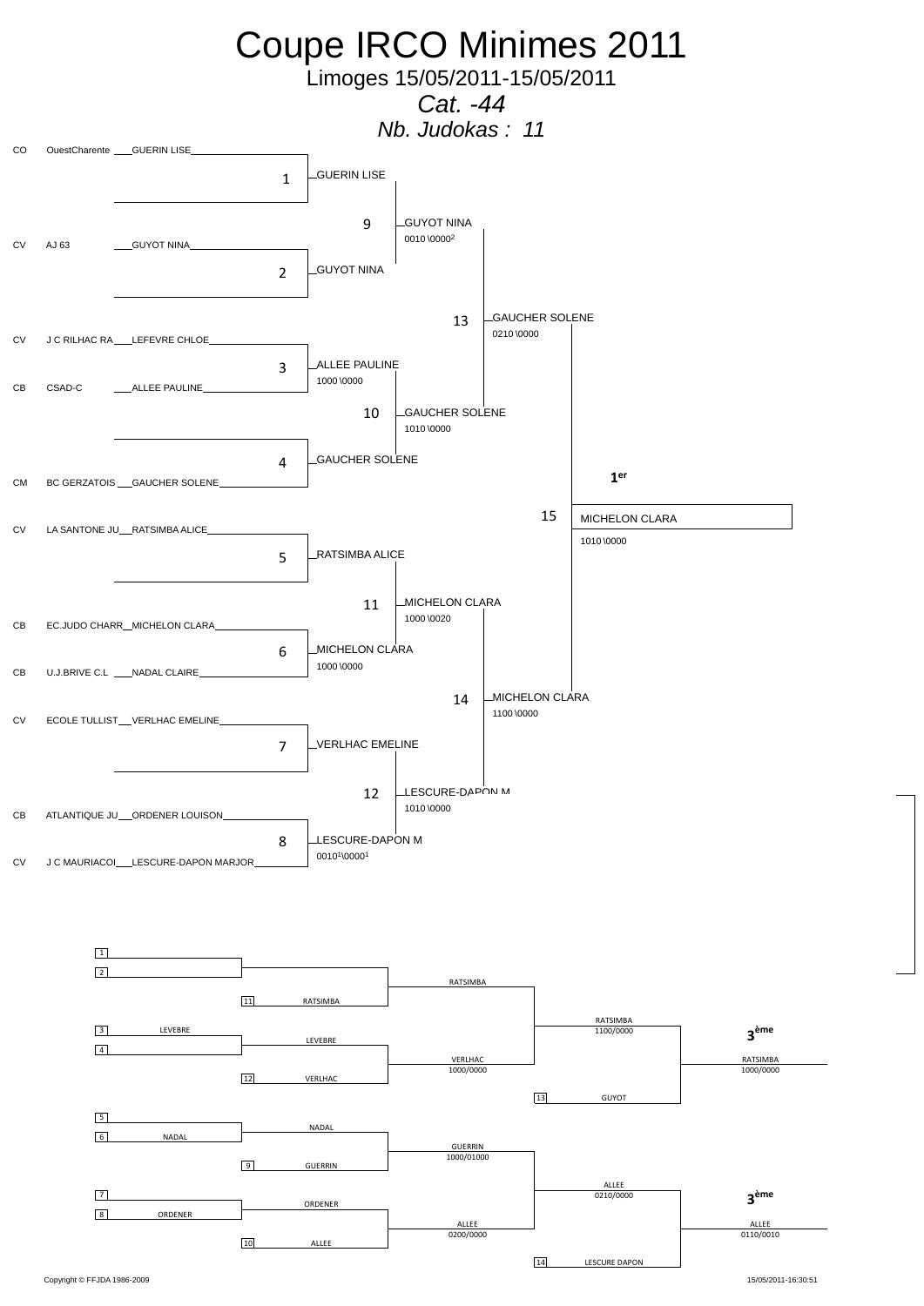# Coupe IRCO Minimes 2011

Limoges 15/05/2011-15/05/2011

*Cat. -44*

*Nb. Judokas : 11*

## Tableau principal

| Ligue | Club | Judoka |
|---|---|---|
| CO | OuestCharente | GUERIN LISE |
| CV | AJ 63 | GUYOT NINA |
| CV | J C RILHAC RA | LEFEVRE CHLOE |
| CB | CSAD-C | ALLEE PAULINE |
| CM | BC GERZATOIS | GAUCHER SOLENE |
| CV | LA SANTONE JU | RATSIMBA ALICE |
| CB | EC.JUDO CHARR | MICHELON CLARA |
| CB | U.J.BRIVE C.L | NADAL CLAIRE |
| CV | ECOLE TULLIST | VERLHAC EMELINE |
| CB | ATLANTIQUE JU | ORDENER LOUISON |
| CV | J C MAURIACOI | LESCURE-DAPON MARJOR |

| Combat | Vainqueur | Score |
|---|---|---|
| 1 | GUERIN LISE | |
| 2 | GUYOT NINA | |
| 3 | ALLEE PAULINE | 1000 \0000 |
| 4 | GAUCHER SOLENE | |
| 5 | RATSIMBA ALICE | |
| 6 | MICHELON CLARA | 1000 \0000 |
| 7 | VERLHAC EMELINE | |
| 8 | LESCURE-DAPON M | 0010[1]\0000[1] |
| 9 | GUYOT NINA | 0010 \0000[2] |
| 10 | GAUCHER SOLENE | 1010 \0000 |
| 11 | MICHELON CLARA | 1000 \0020 |
| 12 | LESCURE-DAPON M | 1010 \0000 |
| 13 | GAUCHER SOLENE | 0210 \0000 |
| 14 | MICHELON CLARA | 1100 \0000 |
| 15 | MICHELON CLARA | 1010 \0000 |

**1er** : MICHELON CLARA

## Repêchages

| Tour | Combattants | Vainqueur | Score |
|---|---|---|---|
| 1 / 2 | 11 RATSIMBA | RATSIMBA | |
| 3 / 4 | 3 LEVEBRE | LEVEBRE | |
| | LEVEBRE / 12 VERLHAC | VERLHAC | 1000/0000 |
| | RATSIMBA / VERLHAC | RATSIMBA | 1100/0000 |
| | RATSIMBA / 13 GUYOT | **3ème** RATSIMBA | 1000/0000 |
| 5 / 6 | 6 NADAL | NADAL | |
| | NADAL / 9 GUERRIN | GUERRIN | 1000/01000 |
| 7 / 8 | 8 ORDENER | ORDENER | |
| | ORDENER / 10 ALLEE | ALLEE | 0200/0000 |
| | GUERRIN / ALLEE | ALLEE | 0210/0000 |
| | ALLEE / 14 LESCURE DAPON | **3ème** ALLEE | 0110/0010 |

Copyright © FFJDA 1986-2009

15/05/2011-16:30:51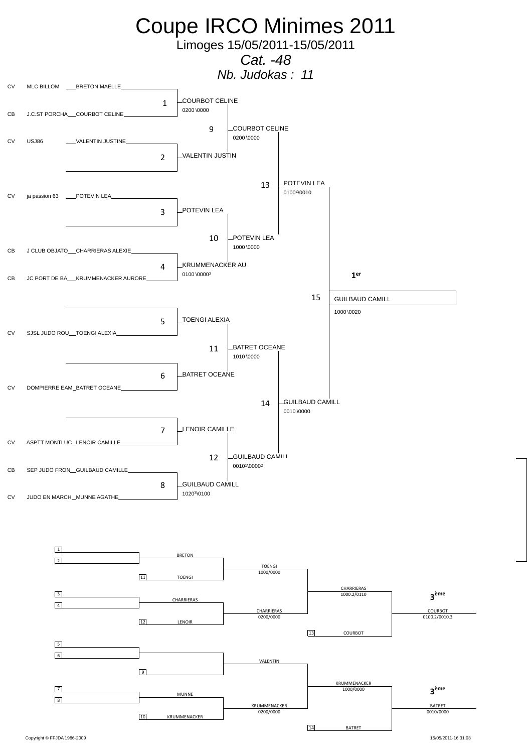# Coupe IRCO Minimes 2011

Limoges 15/05/2011-15/05/2011

*Cat. -48*

*Nb. Judokas : 11*

## Tableau principal

| Ligue | Club | Judoka |
|---|---|---|
| CV | MLC BILLOM | BRETON MAELLE |
| CB | J.C.ST PORCHA | COURBOT CELINE |
| CV | USJ86 | VALENTIN JUSTINE |
| | | |
| CV | ja passion 63 | POTEVIN LEA |
| | | |
| CB | J CLUB OBJATO | CHARRIERAS ALEXIE |
| CB | JC PORT DE BA | KRUMMENACKER AURORE |
| | | |
| CV | SJSL JUDO ROU | TOENGI ALEXIA |
| | | |
| CV | DOMPIERRE EAM | BATRET OCEANE |
| | | |
| CV | ASPTT MONTLUC | LENOIR CAMILLE |
| CB | SEP JUDO FRON | GUILBAUD CAMILLE |
| CV | JUDO EN MARCH | MUNNE AGATHE |

| Combat | Vainqueur | Score |
|---|---|---|
| 1 | COURBOT CELINE | 0200 \0000 |
| 2 | VALENTIN JUSTIN | |
| 3 | POTEVIN LEA | |
| 4 | KRUMMENACKER AU | 0100 \0000³ |
| 5 | TOENGI ALEXIA | |
| 6 | BATRET OCEANE | |
| 7 | LENOIR CAMILLE | |
| 8 | GUILBAUD CAMILL | 1020³\0100 |
| 9 | COURBOT CELINE | 0200 \0000 |
| 10 | POTEVIN LEA | 1000 \0000 |
| 11 | BATRET OCEANE | 1010 \0000 |
| 12 | GUILBAUD CAMILL | 0010¹\0000² |
| 13 | POTEVIN LEA | 0100²\0010 |
| 14 | GUILBAUD CAMILL | 0010 \0000 |
| 15 | GUILBAUD CAMILL | 1000 \0020 |

**1er** : GUILBAUD CAMILL

## Repêchages

| Position | Judoka | Score |
|---|---|---|
| 1-2 | BRETON | |
| 11 | TOENGI | |
| Vainqueur | TOENGI | 1000/0000 |
| 3-4 | CHARRIERAS | |
| 12 | LENOIR | |
| Vainqueur | CHARRIERAS | 0200/0000 |
| Vainqueur | CHARRIERAS | 1000.2/0110 |
| 13 | COURBOT | |
| **3ème** | COURBOT | 0100.2/0010.3 |
| 5-6 | | |
| 9 | | |
| Vainqueur | VALENTIN | |
| 7-8 | MUNNE | |
| 10 | KRUMMENACKER | |
| Vainqueur | KRUMMENACKER | 0200/0000 |
| Vainqueur | KRUMMENACKER | 1000/0000 |
| 14 | BATRET | |
| **3ème** | BATRET | 0010/0000 |

Copyright © FFJDA 1986-2009

15/05/2011-16:31:03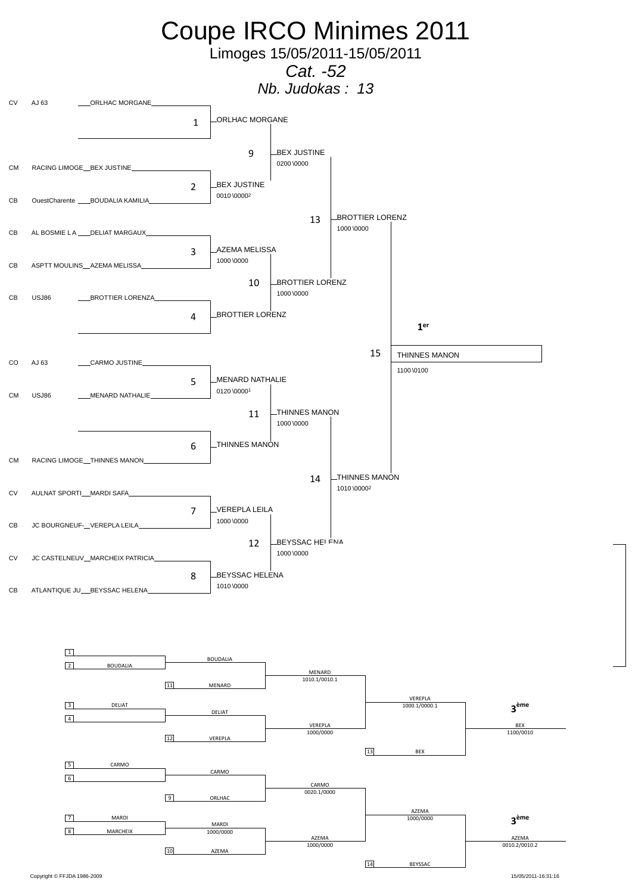# Coupe IRCO Minimes 2011

Limoges 15/05/2011-15/05/2011

*Cat. -52*

*Nb. Judokas : 13*

## Tableau principal

| | Club | Judoka |
|---|---|---|
| CV | AJ 63 | ORLHAC MORGANE |
| CM | RACING LIMOGE | BEX JUSTINE |
| CB | OuestCharente | BOUDALIA KAMILIA |
| CB | AL BOSMIE L A | DELIAT MARGAUX |
| CB | ASPTT MOULINS | AZEMA MELISSA |
| CB | USJ86 | BROTTIER LORENZA |
| CO | AJ 63 | CARMO JUSTINE |
| CM | USJ86 | MENARD NATHALIE |
| CM | RACING LIMOGE | THINNES MANON |
| CV | AULNAT SPORTI | MARDI SAFA |
| CB | JC BOURGNEUF- | VEREPLA LEILA |
| CV | JC CASTELNEUV | MARCHEIX PATRICIA |
| CB | ATLANTIQUE JU | BEYSSAC HELENA |

| Combat | Vainqueur | Score |
|---|---|---|
| 1 | ORLHAC MORGANE | |
| 2 | BEX JUSTINE | 0010 \0000[2] |
| 3 | AZEMA MELISSA | 1000 \0000 |
| 4 | BROTTIER LORENZ | |
| 5 | MENARD NATHALIE | 0120 \0000[1] |
| 6 | THINNES MANON | |
| 7 | VEREPLA LEILA | 1000 \0000 |
| 8 | BEYSSAC HELENA | 1010 \0000 |
| 9 | BEX JUSTINE | 0200 \0000 |
| 10 | BROTTIER LORENZ | 1000 \0000 |
| 11 | THINNES MANON | 1000 \0000 |
| 12 | BEYSSAC HELENA | 1000 \0000 |
| 13 | BROTTIER LORENZ | 1000 \0000 |
| 14 | THINNES MANON | 1010 \0000[2] |
| 15 | THINNES MANON | 1100 \0100 |

**1er** : THINNES MANON

## Repêchages

| Poule | Combattants | Vainqueur | Score |
|---|---|---|---|
| 1 / 2 | — / BOUDALIA | BOUDALIA | |
| vs 11 | BOUDALIA / MENARD | MENARD | 1010.1/0010.1 |
| 3 / 4 | DELIAT / — | DELIAT | |
| vs 12 | DELIAT / VEREPLA | VEREPLA | 1000/0000 |
| | MENARD / VEREPLA | VEREPLA | 1000.1/0000.1 |
| vs 13 | VEREPLA / BEX | BEX | 1100/0010 |
| 5 / 6 | CARMO / — | CARMO | |
| vs 9 | CARMO / ORLHAC | CARMO | 0020.1/0000 |
| 7 / 8 | MARDI / MARCHEIX | MARDI | 1000/0000 |
| vs 10 | MARDI / AZEMA | AZEMA | 1000/0000 |
| | CARMO / AZEMA | AZEMA | 1000/0000 |
| vs 14 | AZEMA / BEYSSAC | AZEMA | 0010.2/0010.2 |

**3ème** : BEX

**3ème** : AZEMA

Copyright © FFJDA 1986-2009 — 15/05/2011-16:31:16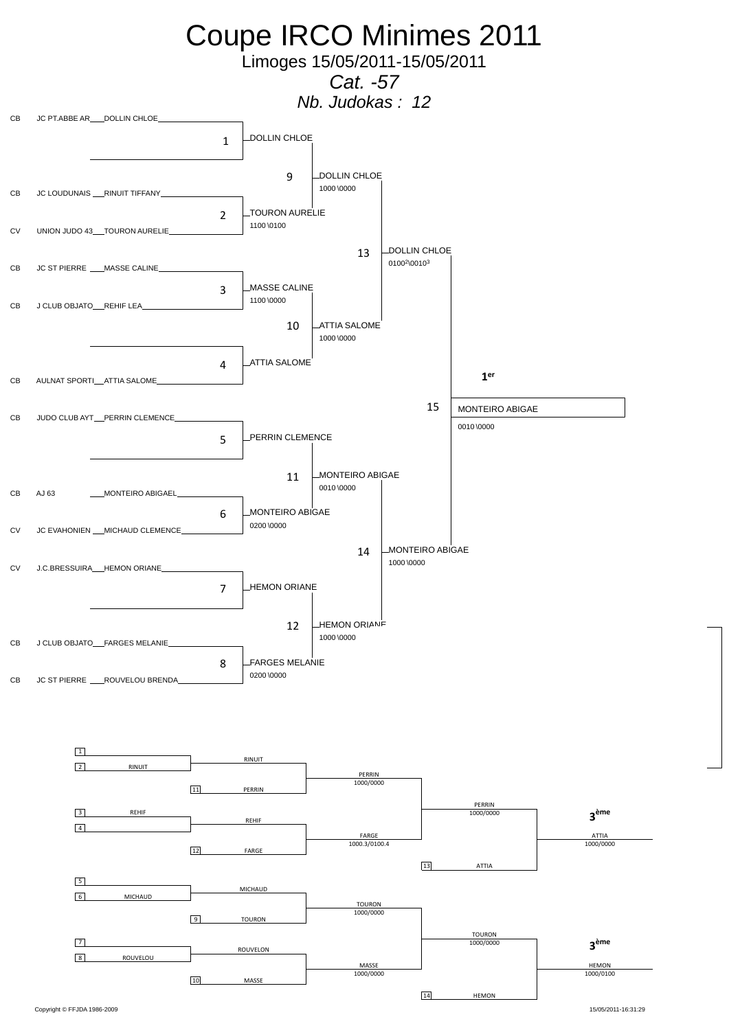# Coupe IRCO Minimes 2011

Limoges 15/05/2011-15/05/2011

*Cat. -57*

*Nb. Judokas : 12*

## Tableau principal

| Cat. | Club | Judoka |
|---|---|---|
| CB | JC PT.ABBE AR | DOLLIN CHLOE |
| CB | JC LOUDUNAIS | RINUIT TIFFANY |
| CV | UNION JUDO 43 | TOURON AURELIE |
| CB | JC ST PIERRE | MASSE CALINE |
| CB | J CLUB OBJATO | REHIF LEA |
| CB | AULNAT SPORTI | ATTIA SALOME |
| CB | JUDO CLUB AYT | PERRIN CLEMENCE |
| CB | AJ 63 | MONTEIRO ABIGAEL |
| CV | JC EVAHONIEN | MICHAUD CLEMENCE |
| CV | J.C.BRESSUIRA | HEMON ORIANE |
| CB | J CLUB OBJATO | FARGES MELANIE |
| CB | JC ST PIERRE | ROUVELOU BRENDA |

| Combat | Vainqueur | Score |
|---|---|---|
| 1 | DOLLIN CHLOE | |
| 2 | TOURON AURELIE | 1100 \0100 |
| 3 | MASSE CALINE | 1100 \0000 |
| 4 | ATTIA SALOME | |
| 5 | PERRIN CLEMENCE | |
| 6 | MONTEIRO ABIGAE | 0200 \0000 |
| 7 | HEMON ORIANE | |
| 8 | FARGES MELANIE | 0200 \0000 |
| 9 | DOLLIN CHLOE | 1000 \0000 |
| 10 | ATTIA SALOME | 1000 \0000 |
| 11 | MONTEIRO ABIGAE | 0010 \0000 |
| 12 | HEMON ORIANE | 1000 \0000 |
| 13 | DOLLIN CHLOE | 0100²\0010³ |
| 14 | MONTEIRO ABIGAE | 1000 \0000 |
| 15 | MONTEIRO ABIGAE | 0010 \0000 |

**1er** : MONTEIRO ABIGAE

## Repêchages

| Poule | Combattants | Vainqueur | Score |
|---|---|---|---|
| 1 / 2 | — / RINUIT | RINUIT | |
| vs 11 | RINUIT / PERRIN | PERRIN | 1000/0000 |
| 3 / 4 | REHIF / — | REHIF | |
| vs 12 | REHIF / FARGE | FARGE | 1000.3/0100.4 |
| | PERRIN / FARGE | PERRIN | 1000/0000 |
| vs 13 | PERRIN / ATTIA | ATTIA | 1000/0000 |
| 5 / 6 | — / MICHAUD | MICHAUD | |
| vs 9 | MICHAUD / TOURON | TOURON | 1000/0000 |
| 7 / 8 | — / ROUVELOU | ROUVELON | |
| vs 10 | ROUVELON / MASSE | MASSE | 1000/0000 |
| | TOURON / MASSE | TOURON | 1000/0000 |
| vs 14 | TOURON / HEMON | HEMON | 1000/0100 |

**3ème** : ATTIA (1000/0000)

**3ème** : HEMON (1000/0100)

Copyright © FFJDA 1986-2009

15/05/2011-16:31:29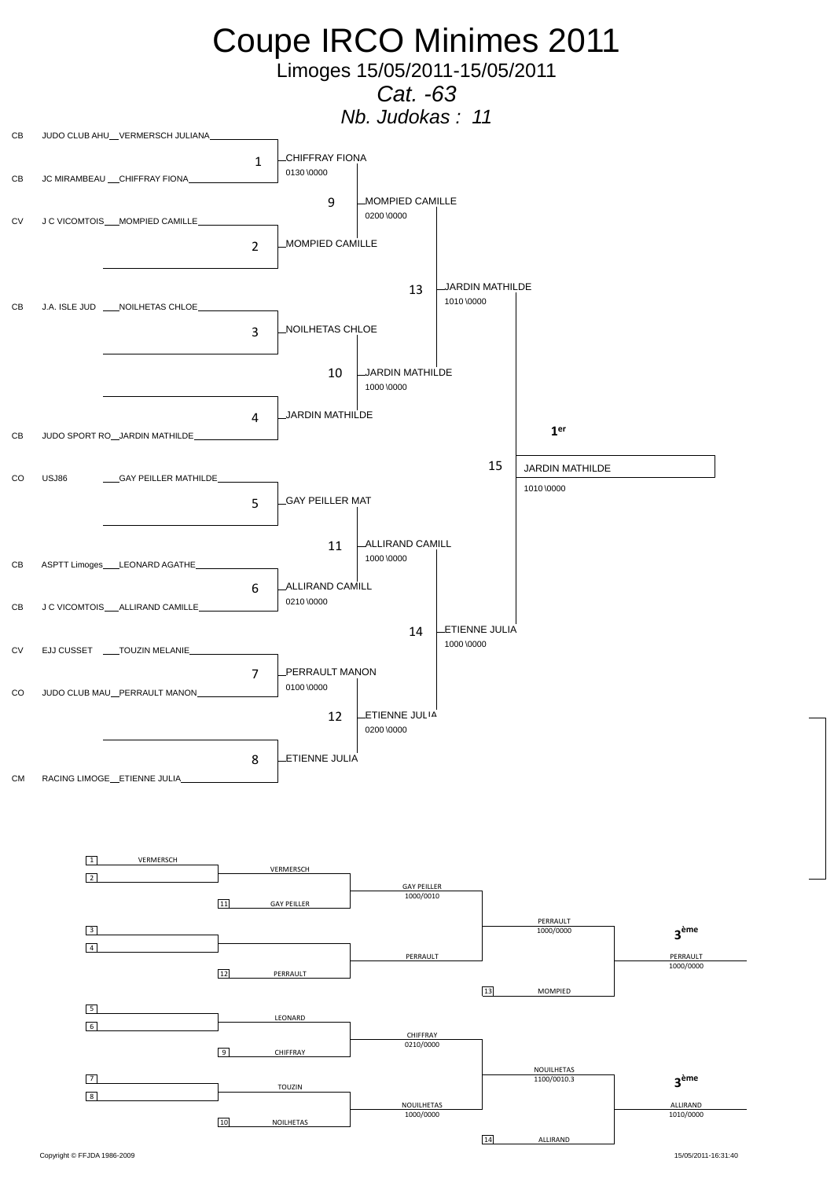# Coupe IRCO Minimes 2011

Limoges 15/05/2011-15/05/2011

*Cat. -63*

*Nb. Judokas : 11*

## Tableau principal

| Ligue | Club | Judoka |
|---|---|---|
| CB | JUDO CLUB AHU | VERMERSCH JULIANA |
| CB | JC MIRAMBEAU | CHIFFRAY FIONA |
| CV | J C VICOMTOIS | MOMPIED CAMILLE |
| | | |
| CB | J.A. ISLE JUD | NOILHETAS CHLOE |
| | | |
| | | |
| CB | JUDO SPORT RO | JARDIN MATHILDE |
| CO | USJ86 | GAY PEILLER MATHILDE |
| | | |
| CB | ASPTT Limoges | LEONARD AGATHE |
| CB | J C VICOMTOIS | ALLIRAND CAMILLE |
| CV | EJJ CUSSET | TOUZIN MELANIE |
| CO | JUDO CLUB MAU | PERRAULT MANON |
| | | |
| CM | RACING LIMOGE | ETIENNE JULIA |

| Combat | Vainqueur | Score |
|---|---|---|
| 1 | CHIFFRAY FIONA | 0130 \0000 |
| 2 | MOMPIED CAMILLE | |
| 3 | NOILHETAS CHLOE | |
| 4 | JARDIN MATHILDE | |
| 5 | GAY PEILLER MAT | |
| 6 | ALLIRAND CAMILL | 0210 \0000 |
| 7 | PERRAULT MANON | 0100 \0000 |
| 8 | ETIENNE JULIA | |
| 9 | MOMPIED CAMILLE | 0200 \0000 |
| 10 | JARDIN MATHILDE | 1000 \0000 |
| 11 | ALLIRAND CAMILL | 1000 \0000 |
| 12 | ETIENNE JULIA | 0200 \0000 |
| 13 | JARDIN MATHILDE | 1010 \0000 |
| 14 | ETIENNE JULIA | 1000 \0000 |
| 15 | JARDIN MATHILDE | 1010 \0000 |

**1er** : JARDIN MATHILDE

## Repêchages

| Position | Judoka |
|---|---|
| 1 | VERMERSCH |
| 2 | |
| 11 | GAY PEILLER |
| 3 | |
| 4 | |
| 12 | PERRAULT |
| 13 | MOMPIED |
| 5 | |
| 6 | |
| 9 | CHIFFRAY |
| 7 | |
| 8 | |
| 10 | NOILHETAS |
| 14 | ALLIRAND |

| Combat | Vainqueur | Score |
|---|---|---|
| 1 / 2 | VERMERSCH | |
| VERMERSCH / GAY PEILLER | GAY PEILLER | 1000/0010 |
| 3 / 4 | | |
| – / PERRAULT | PERRAULT | |
| GAY PEILLER / PERRAULT | PERRAULT | 1000/0000 |
| PERRAULT / MOMPIED | PERRAULT (**3ème**) | 1000/0000 |
| 5 / 6 | LEONARD | |
| LEONARD / CHIFFRAY | CHIFFRAY | 0210/0000 |
| 7 / 8 | TOUZIN | |
| TOUZIN / NOILHETAS | NOUILHETAS | 1000/0000 |
| CHIFFRAY / NOUILHETAS | NOUILHETAS | 1100/0010.3 |
| NOUILHETAS / ALLIRAND | ALLIRAND (**3ème**) | 1010/0000 |

Copyright © FFJDA 1986-2009

15/05/2011-16:31:40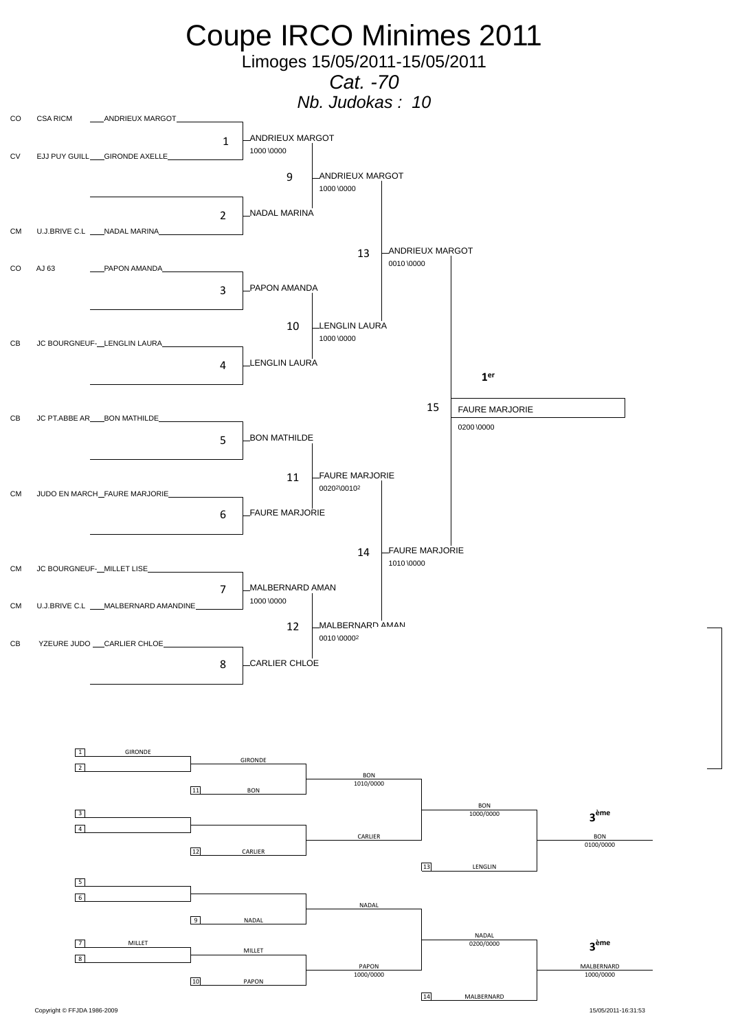# Coupe IRCO Minimes 2011

Limoges 15/05/2011-15/05/2011

*Cat. -70*

*Nb. Judokas : 10*

## Tableau principal

| Ligue | Club | Judoka |
|---|---|---|
| CO | CSA RICM | ANDRIEUX MARGOT |
| CV | EJJ PUY GUILL | GIRONDE AXELLE |
| CM | U.J.BRIVE C.L | NADAL MARINA |
| CO | AJ 63 | PAPON AMANDA |
| CB | JC BOURGNEUF- | LENGLIN LAURA |
| CB | JC PT.ABBE AR | BON MATHILDE |
| CM | JUDO EN MARCH | FAURE MARJORIE |
| CM | JC BOURGNEUF- | MILLET LISE |
| CM | U.J.BRIVE C.L | MALBERNARD AMANDINE |
| CB | YZEURE JUDO | CARLIER CHLOE |

| Combat | Vainqueur | Score |
|---|---|---|
| 1 | ANDRIEUX MARGOT | 1000 \0000 |
| 2 | NADAL MARINA | |
| 3 | PAPON AMANDA | |
| 4 | LENGLIN LAURA | |
| 5 | BON MATHILDE | |
| 6 | FAURE MARJORIE | |
| 7 | MALBERNARD AMAN | 1000 \0000 |
| 8 | CARLIER CHLOE | |
| 9 | ANDRIEUX MARGOT | 1000 \0000 |
| 10 | LENGLIN LAURA | 1000 \0000 |
| 11 | FAURE MARJORIE | 0020²\0010² |
| 12 | MALBERNARD AMAN | 0010 \0000² |
| 13 | ANDRIEUX MARGOT | 0010 \0000 |
| 14 | FAURE MARJORIE | 1010 \0000 |
| 15 | FAURE MARJORIE | 0200 \0000 |

**1er** : FAURE MARJORIE

## Repêchages

| Combat | Vainqueur | Score |
|---|---|---|
| 1 | GIRONDE | |
| 11 | BON | |
| GIRONDE / BON | BON | 1010/0000 |
| 12 | CARLIER | |
| BON / CARLIER | BON | 1000/0000 |
| 13 | LENGLIN | |
| BON / LENGLIN | BON | 0100/0000 |
| 9 | NADAL | |
| 7 | MILLET | |
| 10 | PAPON | |
| MILLET / PAPON | PAPON | 1000/0000 |
| NADAL / PAPON | NADAL | 0200/0000 |
| 14 | MALBERNARD | |
| NADAL / MALBERNARD | MALBERNARD | 1000/0000 |

**3ème** : BON

**3ème** : MALBERNARD

Copyright © FFJDA 1986-2009

15/05/2011-16:31:53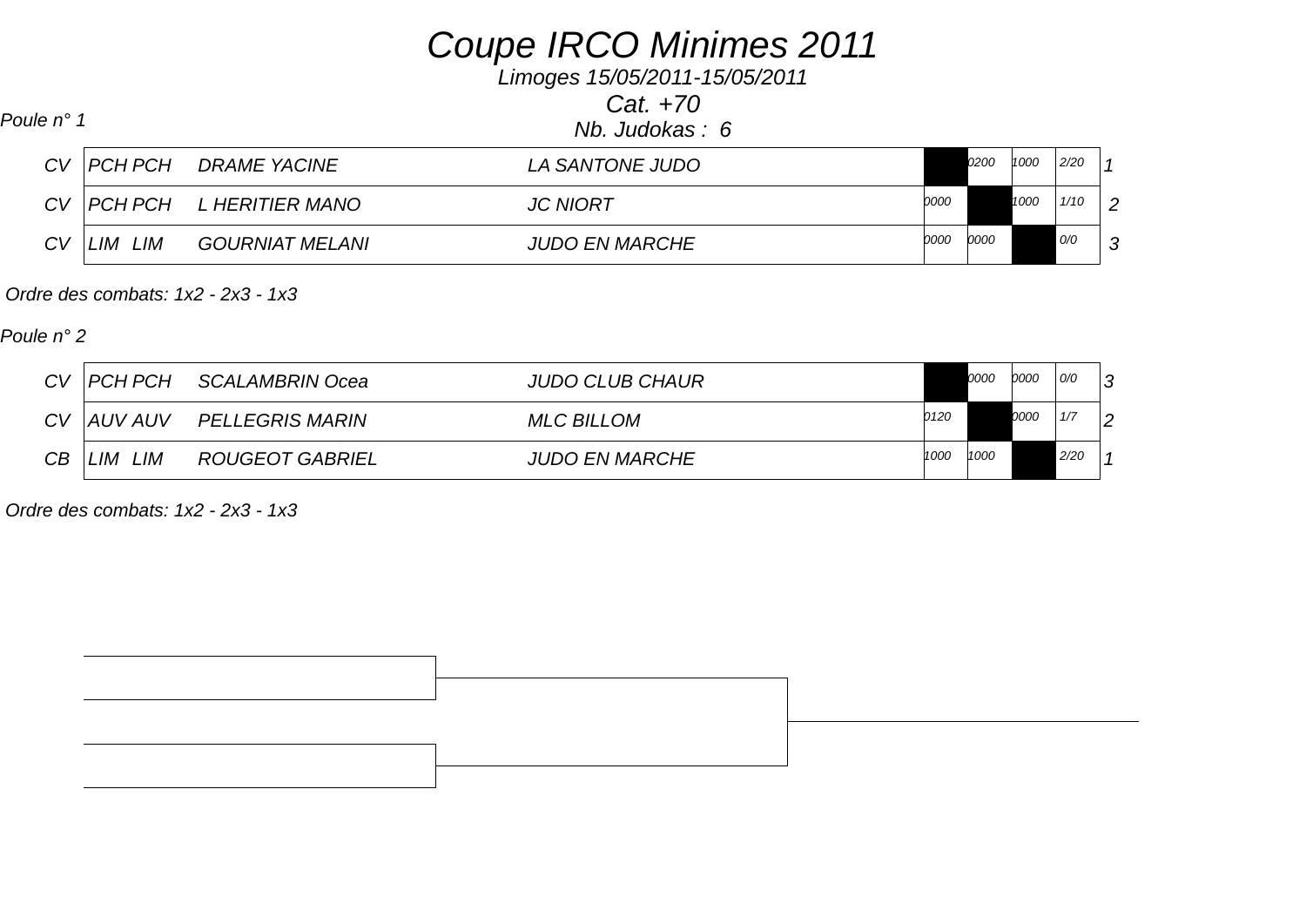# Coupe IRCO Minimes 2011

*Limoges 15/05/2011-15/05/2011*

*Cat. +70*

*Nb. Judokas : 6*

*Poule n° 1*

| | | | | | 1 | 2 | 3 | | |
|---|---|---|---|---|---|---|---|---|---|
| CV | PCH PCH | DRAME YACINE | LA SANTONE JUDO | | | 0200 | 1000 | 2/20 | 1 |
| CV | PCH PCH | L HERITIER MANO | JC NIORT | | 0000 | | 1000 | 1/10 | 2 |
| CV | LIM LIM | GOURNIAT MELANI | JUDO EN MARCHE | | 0000 | 0000 | | 0/0 | 3 |

*Ordre des combats: 1x2 - 2x3 - 1x3*

*Poule n° 2*

| | | | | | 1 | 2 | 3 | | |
|---|---|---|---|---|---|---|---|---|---|
| CV | PCH PCH | SCALAMBRIN Ocea | JUDO CLUB CHAUR | | | 0000 | 0000 | 0/0 | 3 |
| CV | AUV AUV | PELLEGRIS MARIN | MLC BILLOM | | 0120 | | 0000 | 1/7 | 2 |
| CB | LIM LIM | ROUGEOT GABRIEL | JUDO EN MARCHE | | 1000 | 1000 | | 2/20 | 1 |

*Ordre des combats: 1x2 - 2x3 - 1x3*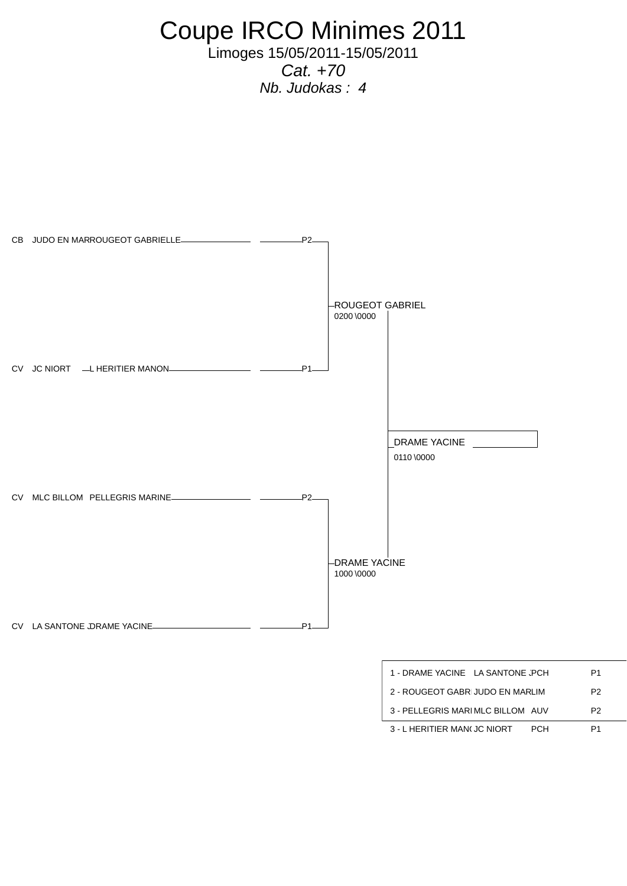# Coupe IRCO Minimes 2011

Limoges 15/05/2011-15/05/2011

*Cat. +70*

*Nb. Judokas : 4*

CB JUDO EN MARROUGEOT GABRIELLE P2

ROUGEOT GABRIEL
0200 \0000

CV JC NIORT L HERITIER MANON P1

DRAME YACINE
0110 \0000

CV MLC BILLOM PELLEGRIS MARINE P2

DRAME YACINE
1000 \0000

CV LA SANTONE DRAME YACINE P1

| | | | |
|---|---|---|---|
| 1 - DRAME YACINE | LA SANTONE | PCH | P1 |
| 2 - ROUGEOT GABR | JUDO EN MAR | LIM | P2 |
| 3 - PELLEGRIS MARI | MLC BILLOM | AUV | P2 |
| 3 - L HERITIER MAN( | JC NIORT | PCH | P1 |